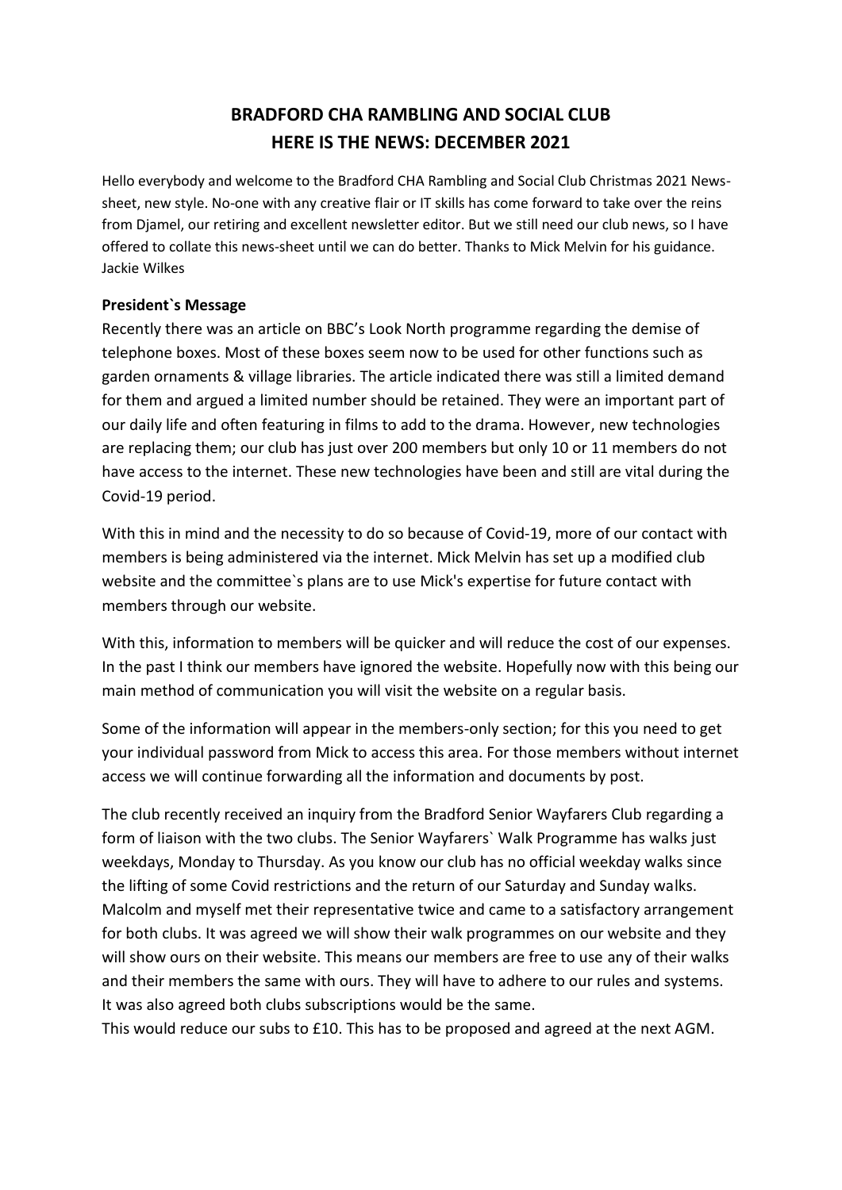# BRADFORD CHA RAMBLING AND SOCIAL CLUB
# HERE IS THE NEWS: DECEMBER 2021

Hello everybody and welcome to the Bradford CHA Rambling and Social Club Christmas 2021 News-sheet, new style. No-one with any creative flair or IT skills has come forward to take over the reins from Djamel, our retiring and excellent newsletter editor. But we still need our club news, so I have offered to collate this news-sheet until we can do better. Thanks to Mick Melvin for his guidance. Jackie Wilkes

**President`s Message**

Recently there was an article on BBC's Look North programme regarding the demise of telephone boxes. Most of these boxes seem now to be used for other functions such as garden ornaments & village libraries. The article indicated there was still a limited demand for them and argued a limited number should be retained. They were an important part of our daily life and often featuring in films to add to the drama. However, new technologies are replacing them; our club has just over 200 members but only 10 or 11 members do not have access to the internet. These new technologies have been and still are vital during the Covid-19 period.

With this in mind and the necessity to do so because of Covid-19, more of our contact with members is being administered via the internet. Mick Melvin has set up a modified club website and the committee`s plans are to use Mick's expertise for future contact with members through our website.

With this, information to members will be quicker and will reduce the cost of our expenses. In the past I think our members have ignored the website. Hopefully now with this being our main method of communication you will visit the website on a regular basis.

Some of the information will appear in the members-only section; for this you need to get your individual password from Mick to access this area. For those members without internet access we will continue forwarding all the information and documents by post.

The club recently received an inquiry from the Bradford Senior Wayfarers Club regarding a form of liaison with the two clubs. The Senior Wayfarers` Walk Programme has walks just weekdays, Monday to Thursday. As you know our club has no official weekday walks since the lifting of some Covid restrictions and the return of our Saturday and Sunday walks. Malcolm and myself met their representative twice and came to a satisfactory arrangement for both clubs. It was agreed we will show their walk programmes on our website and they will show ours on their website. This means our members are free to use any of their walks and their members the same with ours. They will have to adhere to our rules and systems. It was also agreed both clubs subscriptions would be the same.
This would reduce our subs to £10. This has to be proposed and agreed at the next AGM.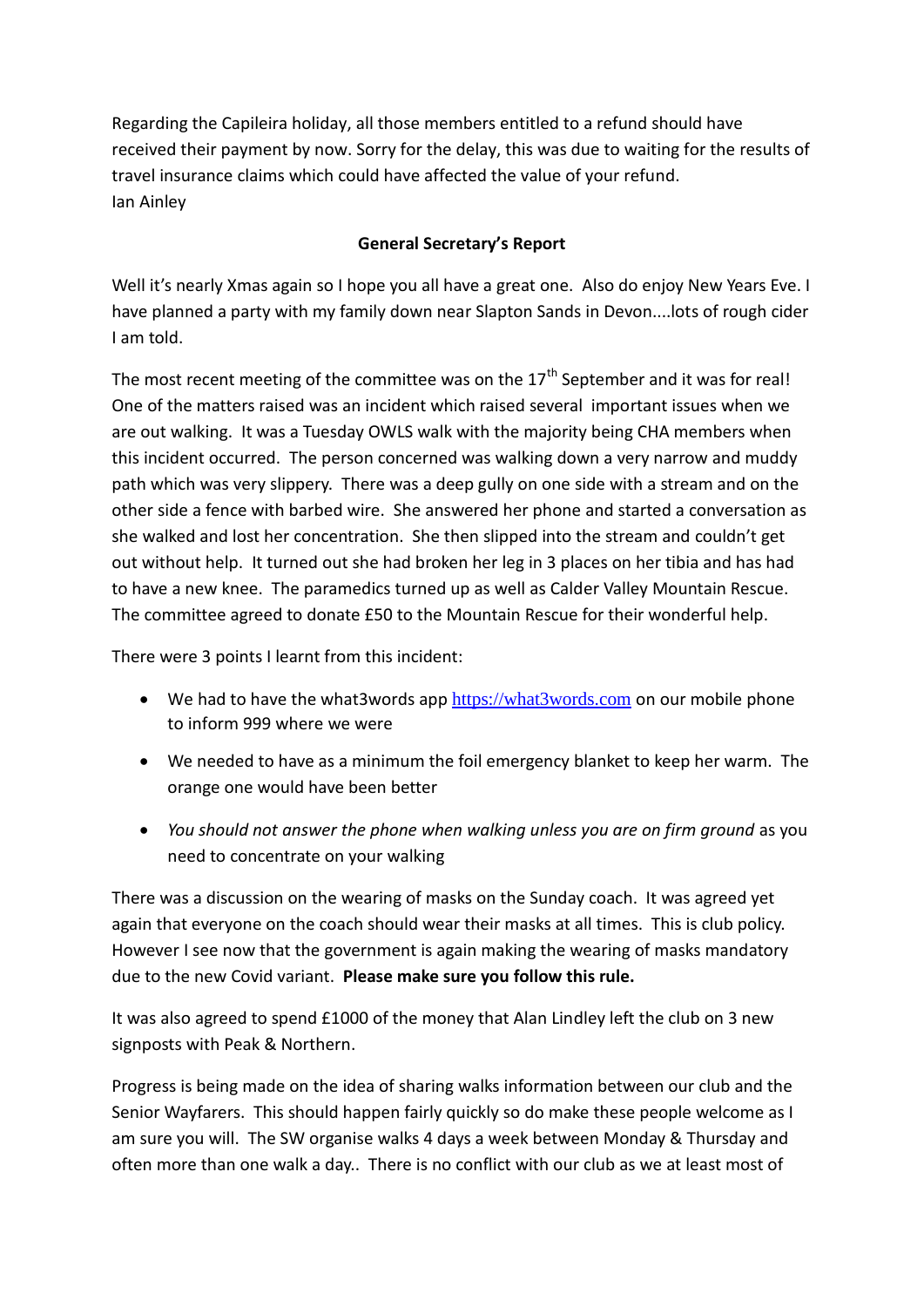Regarding the Capileira holiday, all those members entitled to a refund should have received their payment by now. Sorry for the delay, this was due to waiting for the results of travel insurance claims which could have affected the value of your refund.
Ian Ainley

## General Secretary's Report

Well it's nearly Xmas again so I hope you all have a great one. Also do enjoy New Years Eve. I have planned a party with my family down near Slapton Sands in Devon....lots of rough cider I am told.

The most recent meeting of the committee was on the 17th September and it was for real! One of the matters raised was an incident which raised several important issues when we are out walking. It was a Tuesday OWLS walk with the majority being CHA members when this incident occurred. The person concerned was walking down a very narrow and muddy path which was very slippery. There was a deep gully on one side with a stream and on the other side a fence with barbed wire. She answered her phone and started a conversation as she walked and lost her concentration. She then slipped into the stream and couldn't get out without help. It turned out she had broken her leg in 3 places on her tibia and has had to have a new knee. The paramedics turned up as well as Calder Valley Mountain Rescue. The committee agreed to donate £50 to the Mountain Rescue for their wonderful help.

There were 3 points I learnt from this incident:

- We had to have the what3words app https://what3words.com on our mobile phone to inform 999 where we were
- We needed to have as a minimum the foil emergency blanket to keep her warm. The orange one would have been better
- *You should not answer the phone when walking unless you are on firm ground* as you need to concentrate on your walking

There was a discussion on the wearing of masks on the Sunday coach. It was agreed yet again that everyone on the coach should wear their masks at all times. This is club policy. However I see now that the government is again making the wearing of masks mandatory due to the new Covid variant. **Please make sure you follow this rule.**

It was also agreed to spend £1000 of the money that Alan Lindley left the club on 3 new signposts with Peak & Northern.

Progress is being made on the idea of sharing walks information between our club and the Senior Wayfarers. This should happen fairly quickly so do make these people welcome as I am sure you will. The SW organise walks 4 days a week between Monday & Thursday and often more than one walk a day.. There is no conflict with our club as we at least most of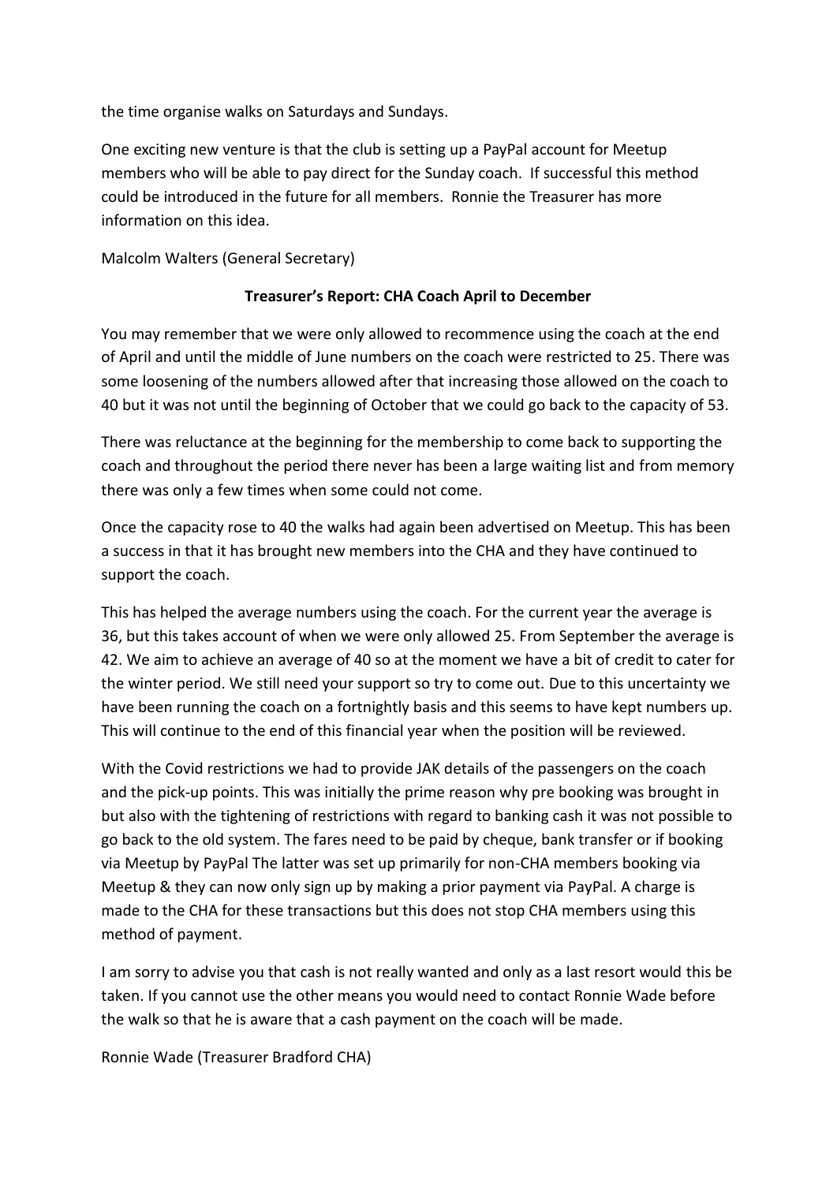the time organise walks on Saturdays and Sundays.

One exciting new venture is that the club is setting up a PayPal account for Meetup members who will be able to pay direct for the Sunday coach. If successful this method could be introduced in the future for all members. Ronnie the Treasurer has more information on this idea.

Malcolm Walters (General Secretary)

**Treasurer's Report: CHA Coach April to December**

You may remember that we were only allowed to recommence using the coach at the end of April and until the middle of June numbers on the coach were restricted to 25. There was some loosening of the numbers allowed after that increasing those allowed on the coach to 40 but it was not until the beginning of October that we could go back to the capacity of 53.

There was reluctance at the beginning for the membership to come back to supporting the coach and throughout the period there never has been a large waiting list and from memory there was only a few times when some could not come.

Once the capacity rose to 40 the walks had again been advertised on Meetup. This has been a success in that it has brought new members into the CHA and they have continued to support the coach.

This has helped the average numbers using the coach. For the current year the average is 36, but this takes account of when we were only allowed 25. From September the average is 42. We aim to achieve an average of 40 so at the moment we have a bit of credit to cater for the winter period. We still need your support so try to come out. Due to this uncertainty we have been running the coach on a fortnightly basis and this seems to have kept numbers up. This will continue to the end of this financial year when the position will be reviewed.

With the Covid restrictions we had to provide JAK details of the passengers on the coach and the pick-up points. This was initially the prime reason why pre booking was brought in but also with the tightening of restrictions with regard to banking cash it was not possible to go back to the old system. The fares need to be paid by cheque, bank transfer or if booking via Meetup by PayPal The latter was set up primarily for non-CHA members booking via Meetup & they can now only sign up by making a prior payment via PayPal. A charge is made to the CHA for these transactions but this does not stop CHA members using this method of payment.

I am sorry to advise you that cash is not really wanted and only as a last resort would this be taken. If you cannot use the other means you would need to contact Ronnie Wade before the walk so that he is aware that a cash payment on the coach will be made.

Ronnie Wade (Treasurer Bradford CHA)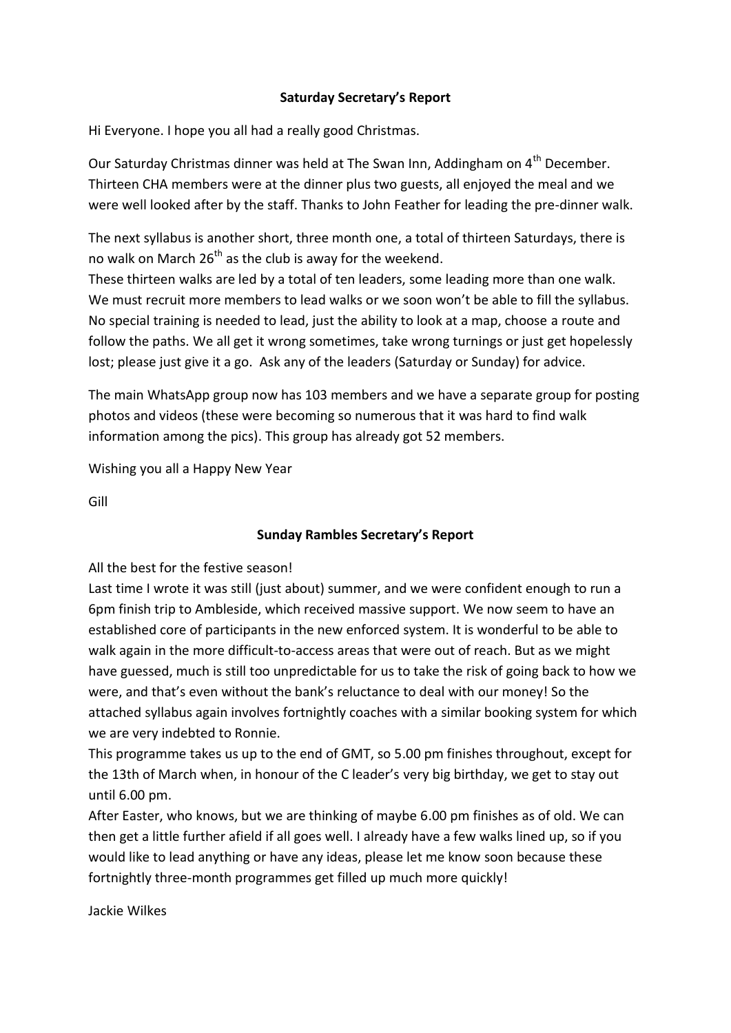## Saturday Secretary's Report

Hi Everyone. I hope you all had a really good Christmas.

Our Saturday Christmas dinner was held at The Swan Inn, Addingham on 4th December. Thirteen CHA members were at the dinner plus two guests, all enjoyed the meal and we were well looked after by the staff. Thanks to John Feather for leading the pre-dinner walk.

The next syllabus is another short, three month one, a total of thirteen Saturdays, there is no walk on March 26th as the club is away for the weekend.

These thirteen walks are led by a total of ten leaders, some leading more than one walk. We must recruit more members to lead walks or we soon won't be able to fill the syllabus. No special training is needed to lead, just the ability to look at a map, choose a route and follow the paths. We all get it wrong sometimes, take wrong turnings or just get hopelessly lost; please just give it a go. Ask any of the leaders (Saturday or Sunday) for advice.

The main WhatsApp group now has 103 members and we have a separate group for posting photos and videos (these were becoming so numerous that it was hard to find walk information among the pics). This group has already got 52 members.

Wishing you all a Happy New Year

Gill

## Sunday Rambles Secretary's Report

All the best for the festive season!

Last time I wrote it was still (just about) summer, and we were confident enough to run a 6pm finish trip to Ambleside, which received massive support. We now seem to have an established core of participants in the new enforced system. It is wonderful to be able to walk again in the more difficult-to-access areas that were out of reach. But as we might have guessed, much is still too unpredictable for us to take the risk of going back to how we were, and that's even without the bank's reluctance to deal with our money! So the attached syllabus again involves fortnightly coaches with a similar booking system for which we are very indebted to Ronnie.

This programme takes us up to the end of GMT, so 5.00 pm finishes throughout, except for the 13th of March when, in honour of the C leader's very big birthday, we get to stay out until 6.00 pm.

After Easter, who knows, but we are thinking of maybe 6.00 pm finishes as of old. We can then get a little further afield if all goes well. I already have a few walks lined up, so if you would like to lead anything or have any ideas, please let me know soon because these fortnightly three-month programmes get filled up much more quickly!

Jackie Wilkes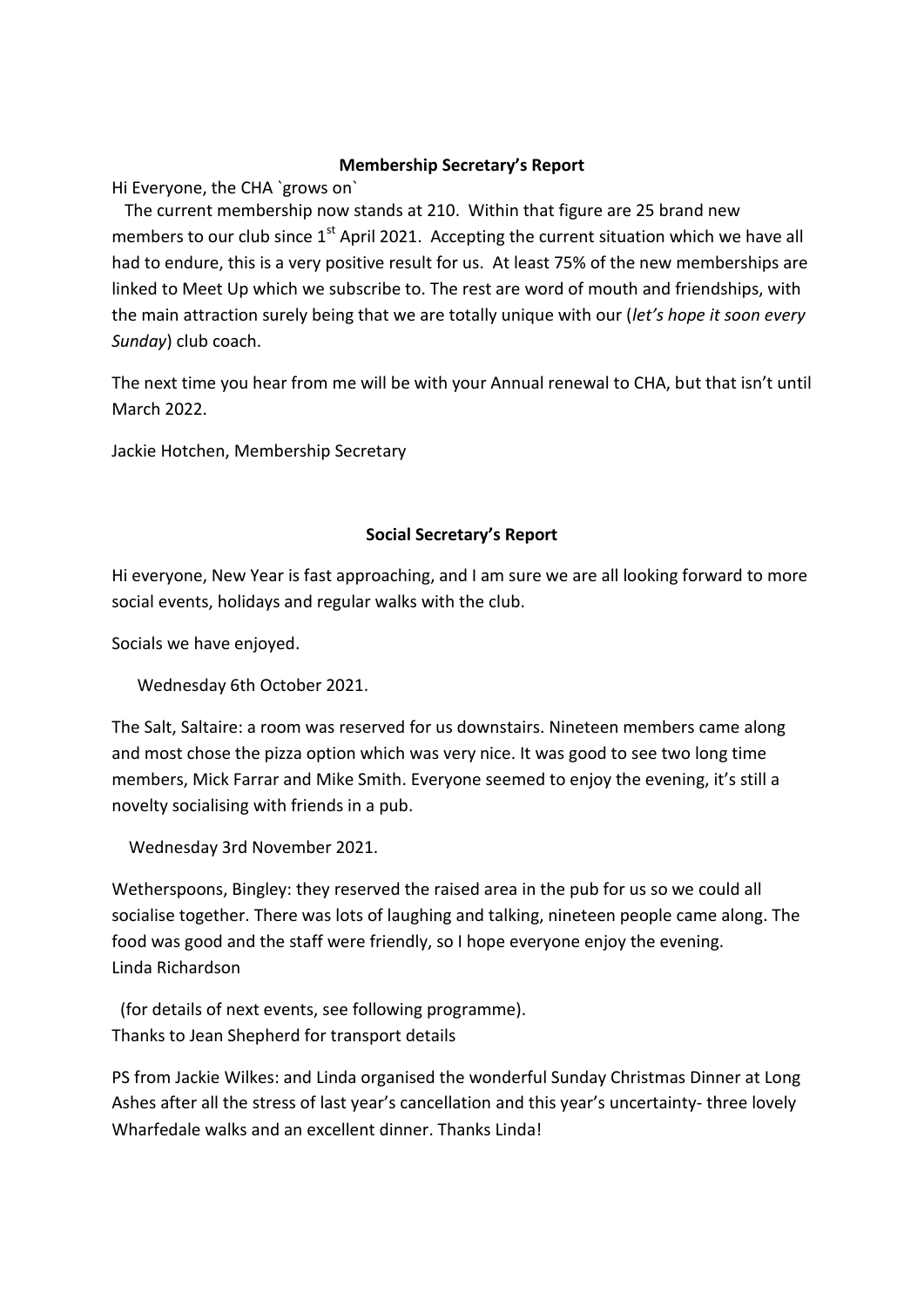**Membership Secretary's Report**

Hi Everyone, the CHA `grows on`

The current membership now stands at 210. Within that figure are 25 brand new members to our club since 1st April 2021. Accepting the current situation which we have all had to endure, this is a very positive result for us. At least 75% of the new memberships are linked to Meet Up which we subscribe to. The rest are word of mouth and friendships, with the main attraction surely being that we are totally unique with our (*let's hope it soon every Sunday*) club coach.

The next time you hear from me will be with your Annual renewal to CHA, but that isn't until March 2022.

Jackie Hotchen, Membership Secretary

**Social Secretary's Report**

Hi everyone, New Year is fast approaching, and I am sure we are all looking forward to more social events, holidays and regular walks with the club.

Socials we have enjoyed.

Wednesday 6th October 2021.

The Salt, Saltaire: a room was reserved for us downstairs. Nineteen members came along and most chose the pizza option which was very nice. It was good to see two long time members, Mick Farrar and Mike Smith. Everyone seemed to enjoy the evening, it's still a novelty socialising with friends in a pub.

Wednesday 3rd November 2021.

Wetherspoons, Bingley: they reserved the raised area in the pub for us so we could all socialise together. There was lots of laughing and talking, nineteen people came along. The food was good and the staff were friendly, so I hope everyone enjoy the evening.
Linda Richardson

(for details of next events, see following programme).
Thanks to Jean Shepherd for transport details

PS from Jackie Wilkes: and Linda organised the wonderful Sunday Christmas Dinner at Long Ashes after all the stress of last year's cancellation and this year's uncertainty- three lovely Wharfedale walks and an excellent dinner. Thanks Linda!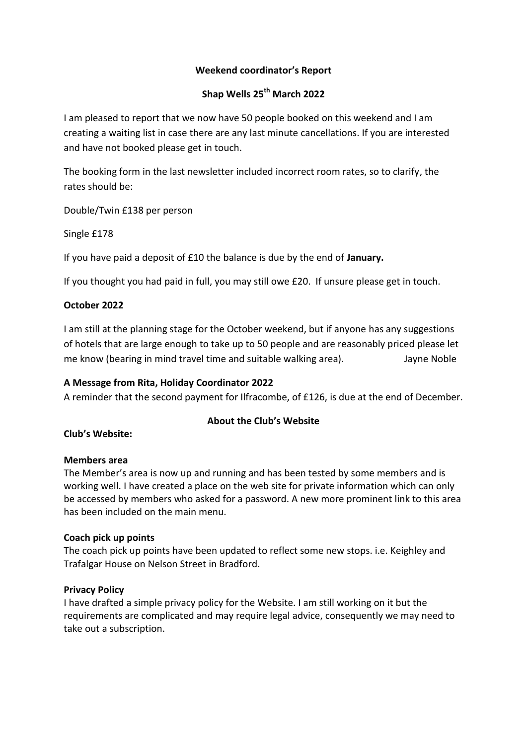**Weekend coordinator's Report**

**Shap Wells 25th March 2022**

I am pleased to report that we now have 50 people booked on this weekend and I am creating a waiting list in case there are any last minute cancellations. If you are interested and have not booked please get in touch.

The booking form in the last newsletter included incorrect room rates, so to clarify, the rates should be:

Double/Twin £138 per person

Single £178

If you have paid a deposit of £10 the balance is due by the end of **January.**

If you thought you had paid in full, you may still owe £20. If unsure please get in touch.

**October 2022**

I am still at the planning stage for the October weekend, but if anyone has any suggestions of hotels that are large enough to take up to 50 people and are reasonably priced please let me know (bearing in mind travel time and suitable walking area). Jayne Noble

**A Message from Rita, Holiday Coordinator 2022**

A reminder that the second payment for Ilfracombe, of £126, is due at the end of December.

**About the Club's Website**

**Club's Website:**

**Members area**

The Member's area is now up and running and has been tested by some members and is working well. I have created a place on the web site for private information which can only be accessed by members who asked for a password. A new more prominent link to this area has been included on the main menu.

**Coach pick up points**

The coach pick up points have been updated to reflect some new stops. i.e. Keighley and Trafalgar House on Nelson Street in Bradford.

**Privacy Policy**

I have drafted a simple privacy policy for the Website. I am still working on it but the requirements are complicated and may require legal advice, consequently we may need to take out a subscription.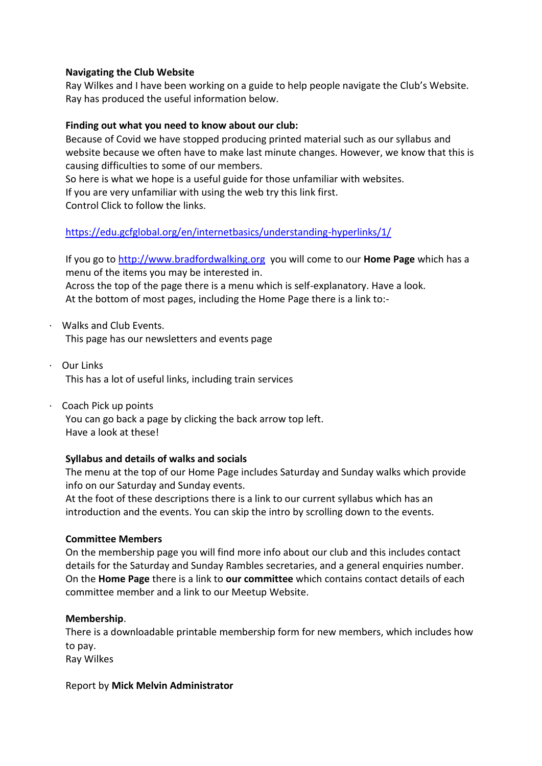**Navigating the Club Website**

Ray Wilkes and I have been working on a guide to help people navigate the Club's Website. Ray has produced the useful information below.

**Finding out what you need to know about our club:**

Because of Covid we have stopped producing printed material such as our syllabus and website because we often have to make last minute changes. However, we know that this is causing difficulties to some of our members.
So here is what we hope is a useful guide for those unfamiliar with websites.
If you are very unfamiliar with using the web try this link first.
Control Click to follow the links.

https://edu.gcfglobal.org/en/internetbasics/understanding-hyperlinks/1/

If you go to http://www.bradfordwalking.org you will come to our **Home Page** which has a menu of the items you may be interested in.
Across the top of the page there is a menu which is self-explanatory. Have a look.
At the bottom of most pages, including the Home Page there is a link to:-

- Walks and Club Events.
  This page has our newsletters and events page

- Our Links
  This has a lot of useful links, including train services

- Coach Pick up points
  You can go back a page by clicking the back arrow top left.
  Have a look at these!

**Syllabus and details of walks and socials**

The menu at the top of our Home Page includes Saturday and Sunday walks which provide info on our Saturday and Sunday events.
At the foot of these descriptions there is a link to our current syllabus which has an introduction and the events. You can skip the intro by scrolling down to the events.

**Committee Members**

On the membership page you will find more info about our club and this includes contact details for the Saturday and Sunday Rambles secretaries, and a general enquiries number.
On the **Home Page** there is a link to **our committee** which contains contact details of each committee member and a link to our Meetup Website.

**Membership**.

There is a downloadable printable membership form for new members, which includes how to pay.
Ray Wilkes

Report by **Mick Melvin Administrator**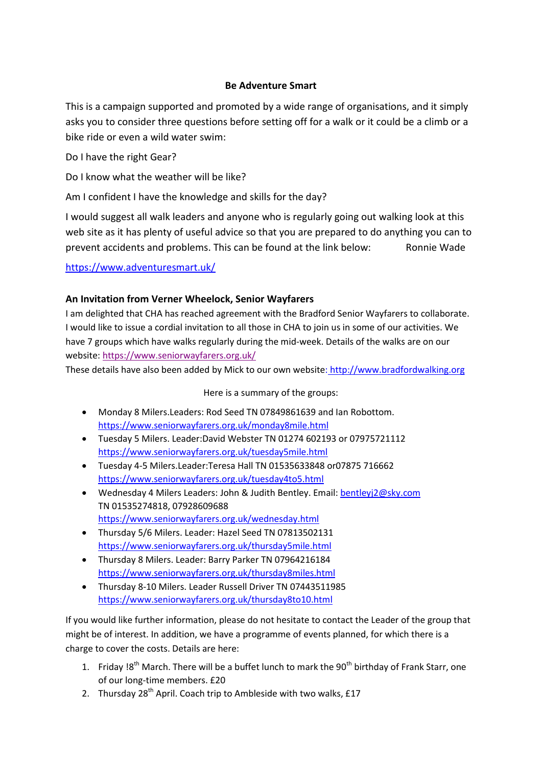**Be Adventure Smart**

This is a campaign supported and promoted by a wide range of organisations, and it simply asks you to consider three questions before setting off for a walk or it could be a climb or a bike ride or even a wild water swim:

Do I have the right Gear?

Do I know what the weather will be like?

Am I confident I have the knowledge and skills for the day?

I would suggest all walk leaders and anyone who is regularly going out walking look at this web site as it has plenty of useful advice so that you are prepared to do anything you can to prevent accidents and problems. This can be found at the link below: Ronnie Wade

https://www.adventuresmart.uk/

**An Invitation from Verner Wheelock, Senior Wayfarers**

I am delighted that CHA has reached agreement with the Bradford Senior Wayfarers to collaborate. I would like to issue a cordial invitation to all those in CHA to join us in some of our activities. We have 7 groups which have walks regularly during the mid-week. Details of the walks are on our website: https://www.seniorwayfarers.org.uk/

These details have also been added by Mick to our own website: http://www.bradfordwalking.org

Here is a summary of the groups:

- Monday 8 Milers.Leaders: Rod Seed TN 07849861639 and Ian Robottom. https://www.seniorwayfarers.org.uk/monday8mile.html
- Tuesday 5 Milers. Leader:David Webster TN 01274 602193 or 07975721112 https://www.seniorwayfarers.org.uk/tuesday5mile.html
- Tuesday 4-5 Milers.Leader:Teresa Hall TN 01535633848 or07875 716662 https://www.seniorwayfarers.org.uk/tuesday4to5.html
- Wednesday 4 Milers Leaders: John & Judith Bentley. Email: bentleyj2@sky.com TN 01535274818, 07928609688 https://www.seniorwayfarers.org.uk/wednesday.html
- Thursday 5/6 Milers. Leader: Hazel Seed TN 07813502131 https://www.seniorwayfarers.org.uk/thursday5mile.html
- Thursday 8 Milers. Leader: Barry Parker TN 07964216184 https://www.seniorwayfarers.org.uk/thursday8miles.html
- Thursday 8-10 Milers. Leader Russell Driver TN 07443511985 https://www.seniorwayfarers.org.uk/thursday8to10.html

If you would like further information, please do not hesitate to contact the Leader of the group that might be of interest. In addition, we have a programme of events planned, for which there is a charge to cover the costs. Details are here:

1. Friday !8th March. There will be a buffet lunch to mark the 90th birthday of Frank Starr, one of our long-time members. £20
2. Thursday 28th April. Coach trip to Ambleside with two walks, £17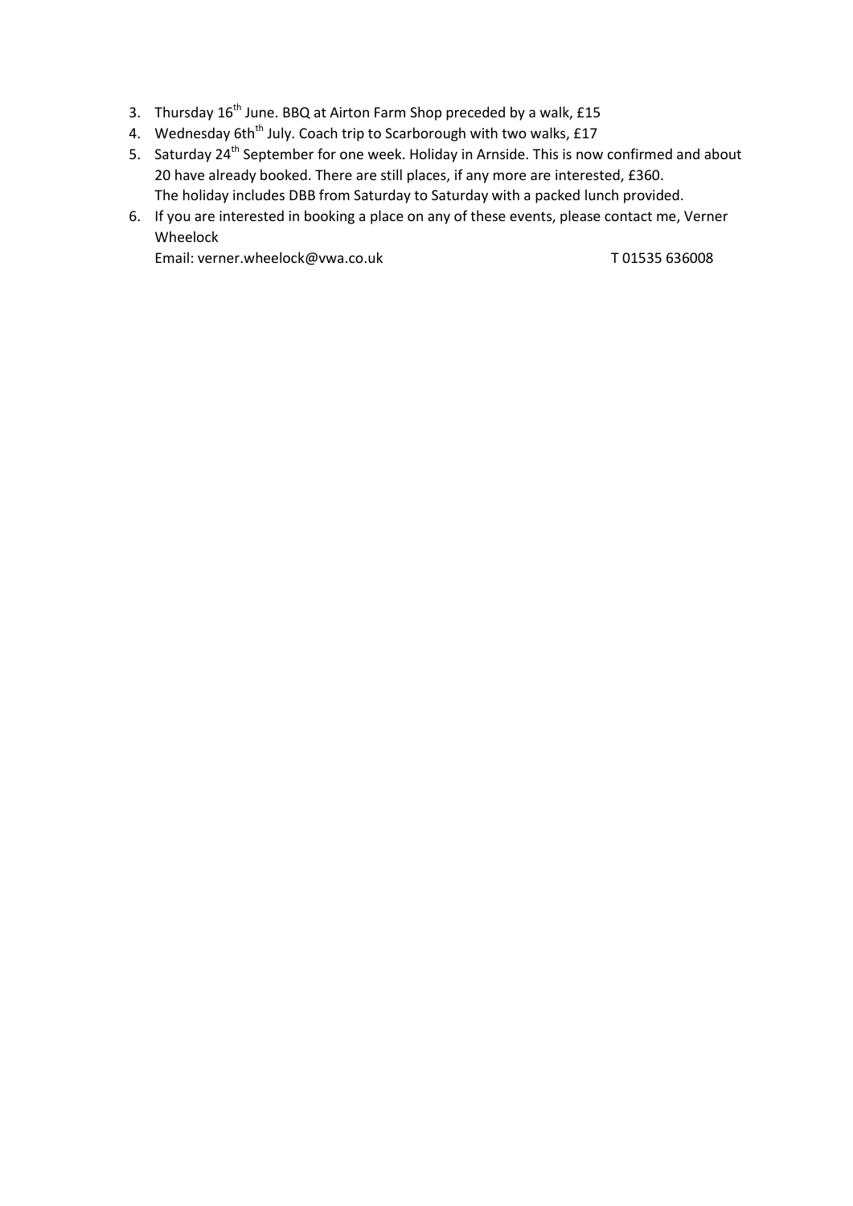3. Thursday 16th June. BBQ at Airton Farm Shop preceded by a walk, £15
4. Wednesday 6thth July. Coach trip to Scarborough with two walks, £17
5. Saturday 24th September for one week. Holiday in Arnside. This is now confirmed and about 20 have already booked. There are still places, if any more are interested, £360.
   The holiday includes DBB from Saturday to Saturday with a packed lunch provided.
6. If you are interested in booking a place on any of these events, please contact me, Verner Wheelock
   Email: verner.wheelock@vwa.co.uk T 01535 636008